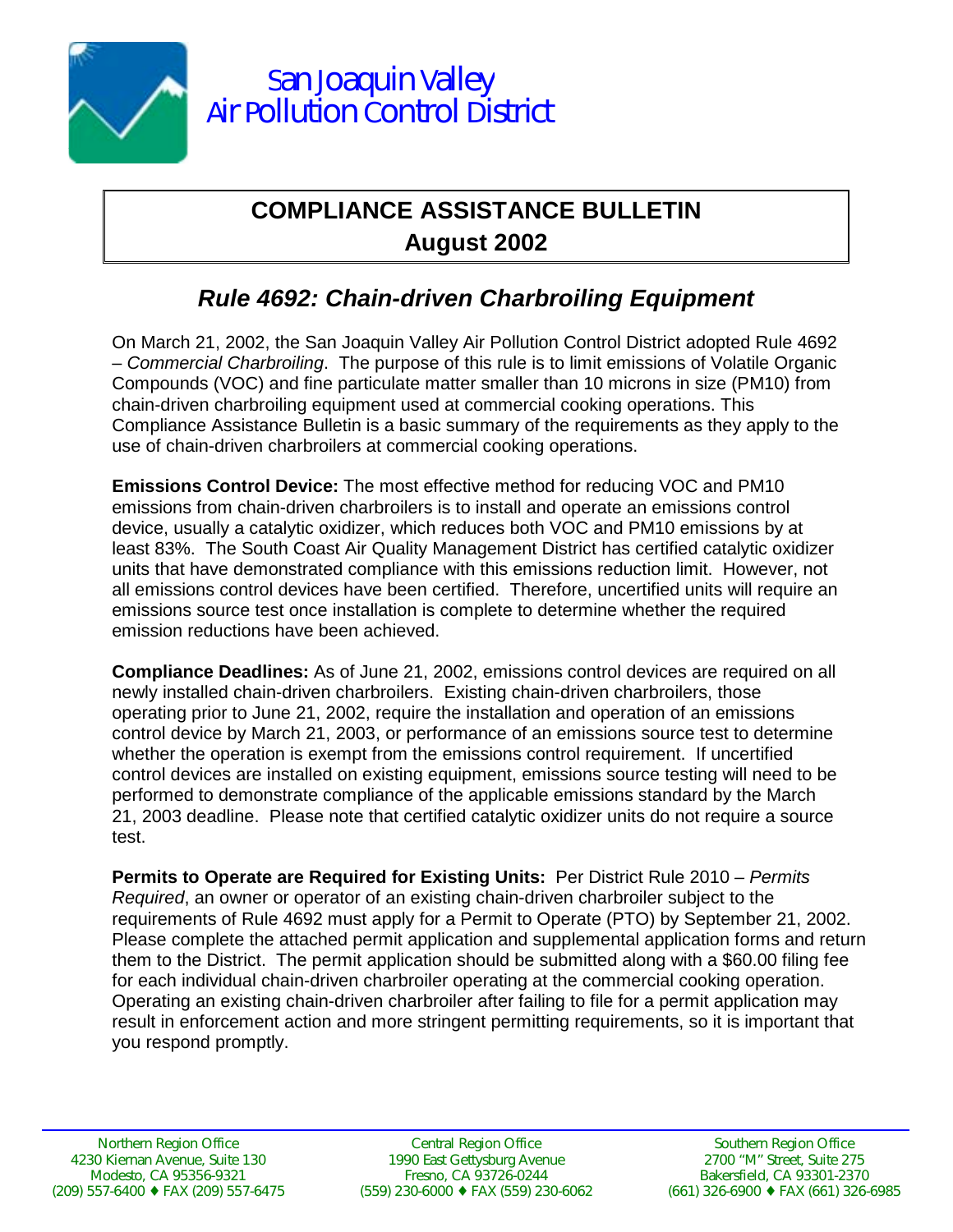San Joaquin Valley
Air Pollution Control District

# COMPLIANCE ASSISTANCE BULLETIN
## August 2002

## *Rule 4692: Chain-driven Charbroiling Equipment*

On March 21, 2002, the San Joaquin Valley Air Pollution Control District adopted Rule 4692 – *Commercial Charbroiling*. The purpose of this rule is to limit emissions of Volatile Organic Compounds (VOC) and fine particulate matter smaller than 10 microns in size (PM10) from chain-driven charbroiling equipment used at commercial cooking operations. This Compliance Assistance Bulletin is a basic summary of the requirements as they apply to the use of chain-driven charbroilers at commercial cooking operations.

**Emissions Control Device:** The most effective method for reducing VOC and PM10 emissions from chain-driven charbroilers is to install and operate an emissions control device, usually a catalytic oxidizer, which reduces both VOC and PM10 emissions by at least 83%. The South Coast Air Quality Management District has certified catalytic oxidizer units that have demonstrated compliance with this emissions reduction limit. However, not all emissions control devices have been certified. Therefore, uncertified units will require an emissions source test once installation is complete to determine whether the required emission reductions have been achieved.

**Compliance Deadlines:** As of June 21, 2002, emissions control devices are required on all newly installed chain-driven charbroilers. Existing chain-driven charbroilers, those operating prior to June 21, 2002, require the installation and operation of an emissions control device by March 21, 2003, or performance of an emissions source test to determine whether the operation is exempt from the emissions control requirement. If uncertified control devices are installed on existing equipment, emissions source testing will need to be performed to demonstrate compliance of the applicable emissions standard by the March 21, 2003 deadline. Please note that certified catalytic oxidizer units do not require a source test.

**Permits to Operate are Required for Existing Units:** Per District Rule 2010 – *Permits Required*, an owner or operator of an existing chain-driven charbroiler subject to the requirements of Rule 4692 must apply for a Permit to Operate (PTO) by September 21, 2002. Please complete the attached permit application and supplemental application forms and return them to the District. The permit application should be submitted along with a $60.00 filing fee for each individual chain-driven charbroiler operating at the commercial cooking operation. Operating an existing chain-driven charbroiler after failing to file for a permit application may result in enforcement action and more stringent permitting requirements, so it is important that you respond promptly.

| Northern Region Office | Central Region Office | Southern Region Office |
|---|---|---|
| 4230 Kiernan Avenue, Suite 130 | 1990 East Gettysburg Avenue | 2700 "M" Street, Suite 275 |
| Modesto, CA 95356-9321 | Fresno, CA 93726-0244 | Bakersfield, CA 93301-2370 |
| (209) 557-6400 ♦ FAX (209) 557-6475 | (559) 230-6000 ♦ FAX (559) 230-6062 | (661) 326-6900 ♦ FAX (661) 326-6985 |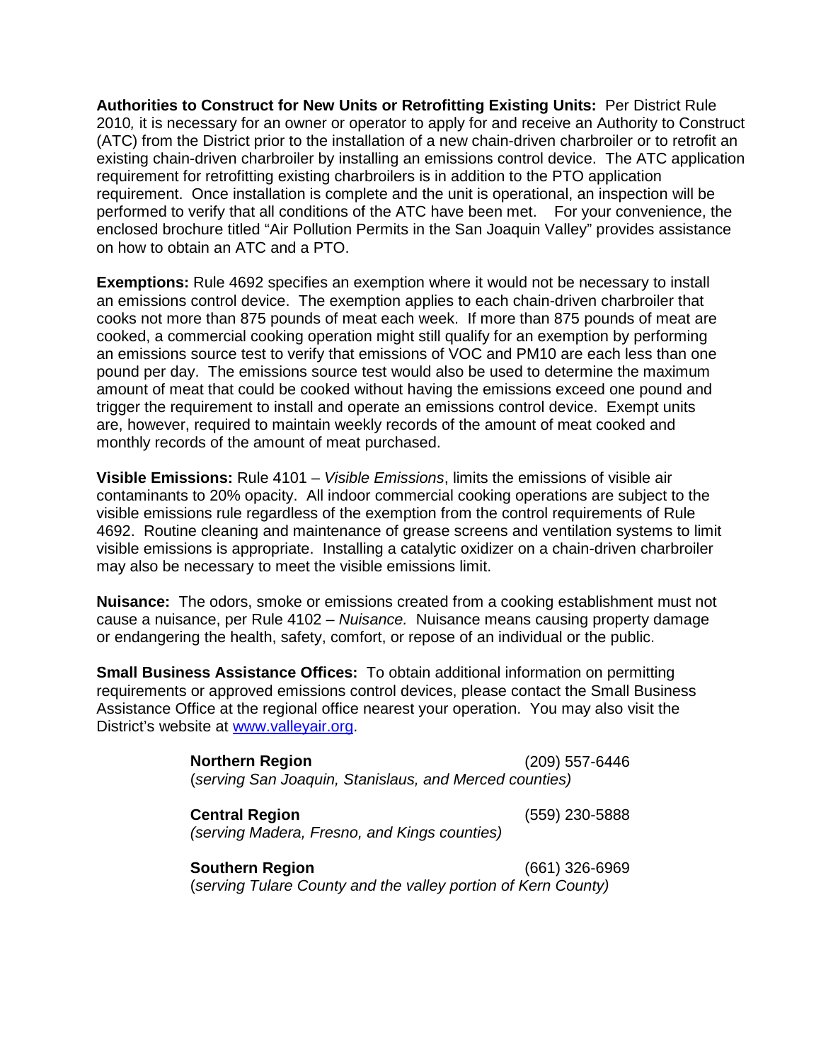**Authorities to Construct for New Units or Retrofitting Existing Units:** Per District Rule 2010*,* it is necessary for an owner or operator to apply for and receive an Authority to Construct (ATC) from the District prior to the installation of a new chain-driven charbroiler or to retrofit an existing chain-driven charbroiler by installing an emissions control device. The ATC application requirement for retrofitting existing charbroilers is in addition to the PTO application requirement. Once installation is complete and the unit is operational, an inspection will be performed to verify that all conditions of the ATC have been met. For your convenience, the enclosed brochure titled "Air Pollution Permits in the San Joaquin Valley" provides assistance on how to obtain an ATC and a PTO.

**Exemptions:** Rule 4692 specifies an exemption where it would not be necessary to install an emissions control device. The exemption applies to each chain-driven charbroiler that cooks not more than 875 pounds of meat each week. If more than 875 pounds of meat are cooked, a commercial cooking operation might still qualify for an exemption by performing an emissions source test to verify that emissions of VOC and PM10 are each less than one pound per day. The emissions source test would also be used to determine the maximum amount of meat that could be cooked without having the emissions exceed one pound and trigger the requirement to install and operate an emissions control device. Exempt units are, however, required to maintain weekly records of the amount of meat cooked and monthly records of the amount of meat purchased.

**Visible Emissions:** Rule 4101 – *Visible Emissions*, limits the emissions of visible air contaminants to 20% opacity. All indoor commercial cooking operations are subject to the visible emissions rule regardless of the exemption from the control requirements of Rule 4692. Routine cleaning and maintenance of grease screens and ventilation systems to limit visible emissions is appropriate. Installing a catalytic oxidizer on a chain-driven charbroiler may also be necessary to meet the visible emissions limit.

**Nuisance:** The odors, smoke or emissions created from a cooking establishment must not cause a nuisance, per Rule 4102 – *Nuisance.* Nuisance means causing property damage or endangering the health, safety, comfort, or repose of an individual or the public.

**Small Business Assistance Offices:** To obtain additional information on permitting requirements or approved emissions control devices, please contact the Small Business Assistance Office at the regional office nearest your operation. You may also visit the District's website at [www.valleyair.org](http://www.valleyair.org).

**Northern Region** (209) 557-6446
(*serving San Joaquin, Stanislaus, and Merced counties)*

**Central Region** (559) 230-5888
*(serving Madera, Fresno, and Kings counties)*

**Southern Region** (661) 326-6969
(*serving Tulare County and the valley portion of Kern County)*